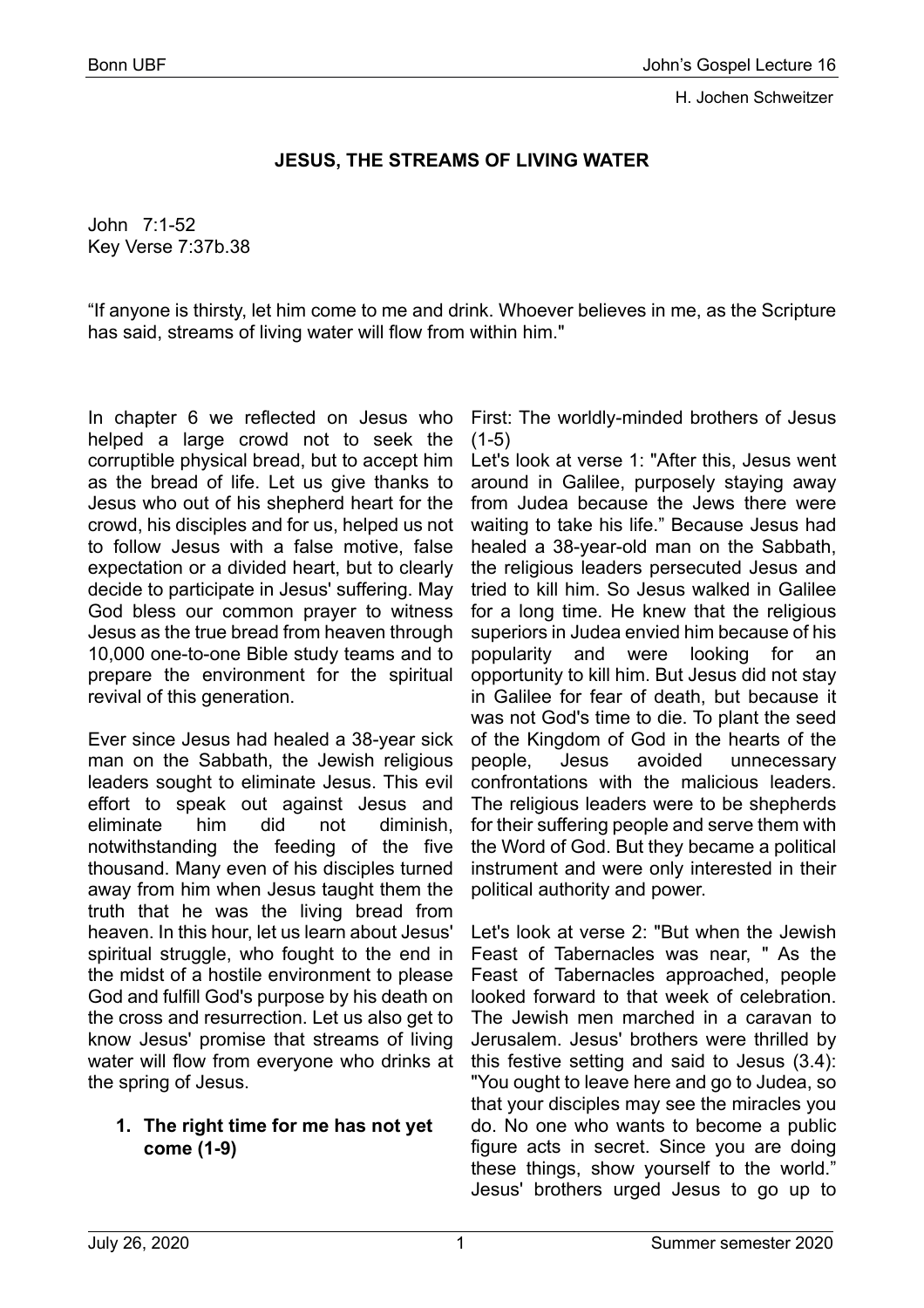H. Jochen Schweitzer

# JESUS, THE STREAMS OF LIVING WATER

John 7:1-52
Key Verse 7:37b.38

“If anyone is thirsty, let him come to me and drink. Whoever believes in me, as the Scripture has said, streams of living water will flow from within him."

In chapter 6 we reflected on Jesus who helped a large crowd not to seek the corruptible physical bread, but to accept him as the bread of life. Let us give thanks to Jesus who out of his shepherd heart for the crowd, his disciples and for us, helped us not to follow Jesus with a false motive, false expectation or a divided heart, but to clearly decide to participate in Jesus' suffering. May God bless our common prayer to witness Jesus as the true bread from heaven through 10,000 one-to-one Bible study teams and to prepare the environment for the spiritual revival of this generation.

Ever since Jesus had healed a 38-year sick man on the Sabbath, the Jewish religious leaders sought to eliminate Jesus. This evil effort to speak out against Jesus and eliminate him did not diminish, notwithstanding the feeding of the five thousand. Many even of his disciples turned away from him when Jesus taught them the truth that he was the living bread from heaven. In this hour, let us learn about Jesus' spiritual struggle, who fought to the end in the midst of a hostile environment to please God and fulfill God's purpose by his death on the cross and resurrection. Let us also get to know Jesus' promise that streams of living water will flow from everyone who drinks at the spring of Jesus.

## 1. The right time for me has not yet come (1-9)

First: The worldly-minded brothers of Jesus (1-5)

Let's look at verse 1: "After this, Jesus went around in Galilee, purposely staying away from Judea because the Jews there were waiting to take his life.” Because Jesus had healed a 38-year-old man on the Sabbath, the religious leaders persecuted Jesus and tried to kill him. So Jesus walked in Galilee for a long time. He knew that the religious superiors in Judea envied him because of his popularity and were looking for an opportunity to kill him. But Jesus did not stay in Galilee for fear of death, but because it was not God's time to die. To plant the seed of the Kingdom of God in the hearts of the people, Jesus avoided unnecessary confrontations with the malicious leaders. The religious leaders were to be shepherds for their suffering people and serve them with the Word of God. But they became a political instrument and were only interested in their political authority and power.

Let's look at verse 2: "But when the Jewish Feast of Tabernacles was near, " As the Feast of Tabernacles approached, people looked forward to that week of celebration. The Jewish men marched in a caravan to Jerusalem. Jesus' brothers were thrilled by this festive setting and said to Jesus (3.4): "You ought to leave here and go to Judea, so that your disciples may see the miracles you do. No one who wants to become a public figure acts in secret. Since you are doing these things, show yourself to the world.” Jesus' brothers urged Jesus to go up to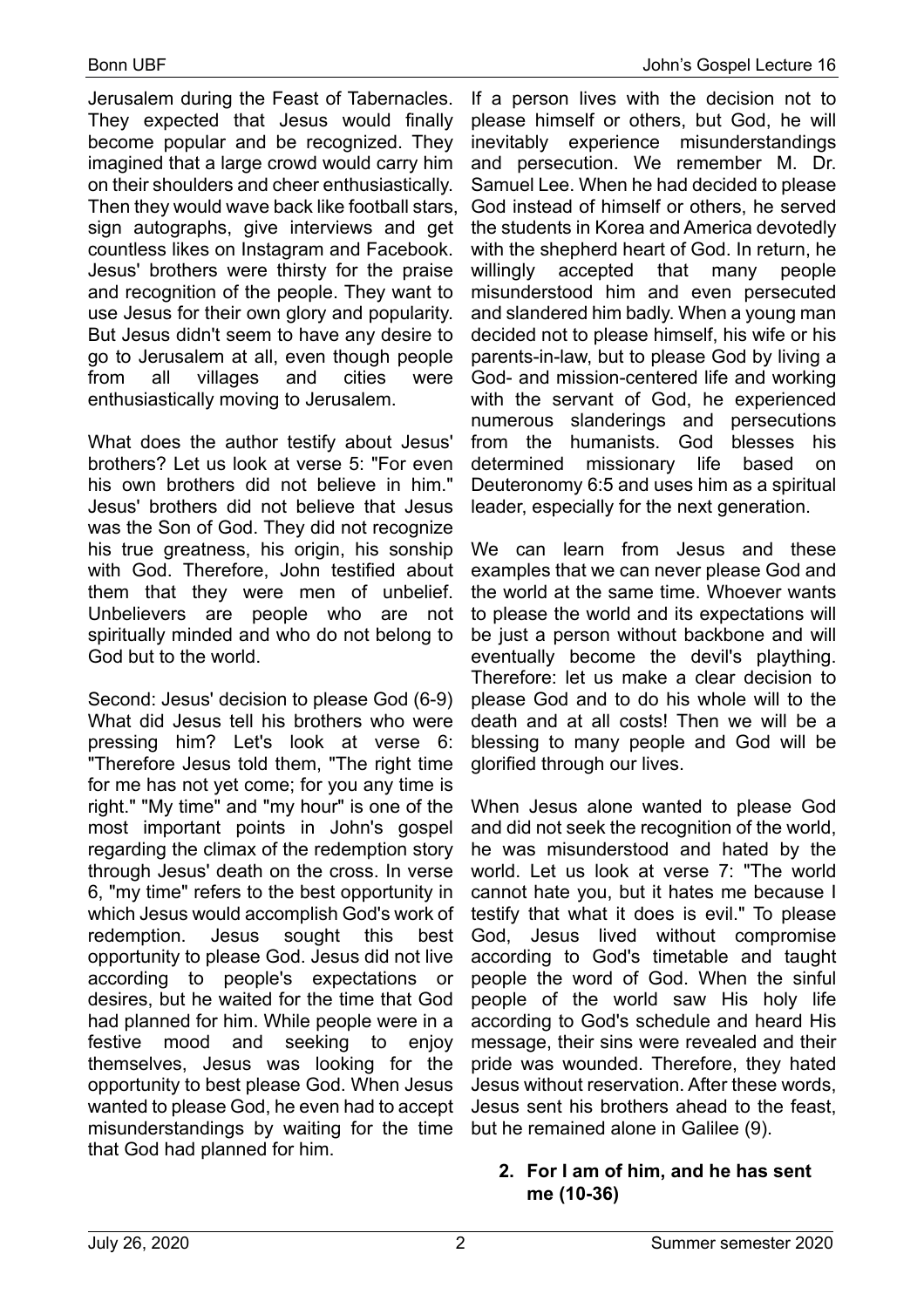Jerusalem during the Feast of Tabernacles. They expected that Jesus would finally become popular and be recognized. They imagined that a large crowd would carry him on their shoulders and cheer enthusiastically. Then they would wave back like football stars, sign autographs, give interviews and get countless likes on Instagram and Facebook. Jesus' brothers were thirsty for the praise and recognition of the people. They want to use Jesus for their own glory and popularity. But Jesus didn't seem to have any desire to go to Jerusalem at all, even though people from all villages and cities were enthusiastically moving to Jerusalem.

What does the author testify about Jesus' brothers? Let us look at verse 5: "For even his own brothers did not believe in him." Jesus' brothers did not believe that Jesus was the Son of God. They did not recognize his true greatness, his origin, his sonship with God. Therefore, John testified about them that they were men of unbelief. Unbelievers are people who are not spiritually minded and who do not belong to God but to the world.

Second: Jesus' decision to please God (6-9) What did Jesus tell his brothers who were pressing him? Let's look at verse 6: "Therefore Jesus told them, "The right time for me has not yet come; for you any time is right." "My time" and "my hour" is one of the most important points in John's gospel regarding the climax of the redemption story through Jesus' death on the cross. In verse 6, "my time" refers to the best opportunity in which Jesus would accomplish God's work of redemption. Jesus sought this best opportunity to please God. Jesus did not live according to people's expectations or desires, but he waited for the time that God had planned for him. While people were in a festive mood and seeking to enjoy themselves, Jesus was looking for the opportunity to best please God. When Jesus wanted to please God, he even had to accept misunderstandings by waiting for the time that God had planned for him.

If a person lives with the decision not to please himself or others, but God, he will inevitably experience misunderstandings and persecution. We remember M. Dr. Samuel Lee. When he had decided to please God instead of himself or others, he served the students in Korea and America devotedly with the shepherd heart of God. In return, he willingly accepted that many people misunderstood him and even persecuted and slandered him badly. When a young man decided not to please himself, his wife or his parents-in-law, but to please God by living a God- and mission-centered life and working with the servant of God, he experienced numerous slanderings and persecutions from the humanists. God blesses his determined missionary life based on Deuteronomy 6:5 and uses him as a spiritual leader, especially for the next generation.

We can learn from Jesus and these examples that we can never please God and the world at the same time. Whoever wants to please the world and its expectations will be just a person without backbone and will eventually become the devil's plaything. Therefore: let us make a clear decision to please God and to do his whole will to the death and at all costs! Then we will be a blessing to many people and God will be glorified through our lives.

When Jesus alone wanted to please God and did not seek the recognition of the world, he was misunderstood and hated by the world. Let us look at verse 7: "The world cannot hate you, but it hates me because I testify that what it does is evil." To please God, Jesus lived without compromise according to God's timetable and taught people the word of God. When the sinful people of the world saw His holy life according to God's schedule and heard His message, their sins were revealed and their pride was wounded. Therefore, they hated Jesus without reservation. After these words, Jesus sent his brothers ahead to the feast, but he remained alone in Galilee (9).

## 2. For I am of him, and he has sent me (10-36)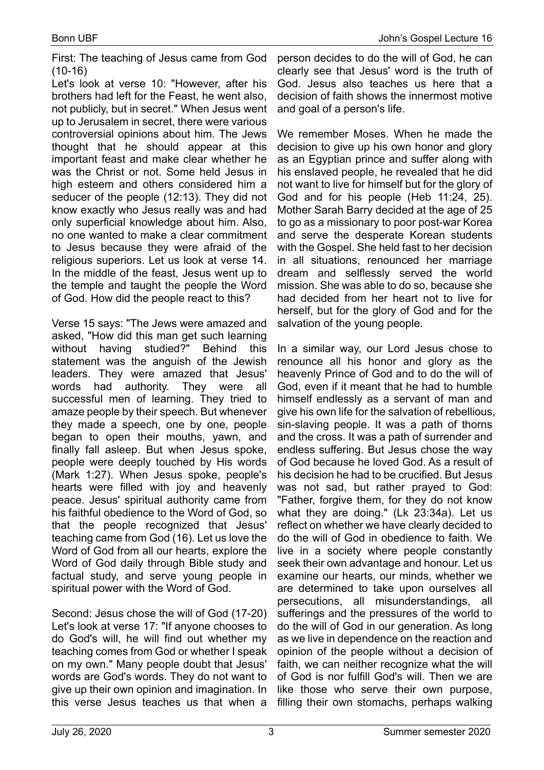First: The teaching of Jesus came from God (10-16)

Let's look at verse 10: "However, after his brothers had left for the Feast, he went also, not publicly, but in secret." When Jesus went up to Jerusalem in secret, there were various controversial opinions about him. The Jews thought that he should appear at this important feast and make clear whether he was the Christ or not. Some held Jesus in high esteem and others considered him a seducer of the people (12:13). They did not know exactly who Jesus really was and had only superficial knowledge about him. Also, no one wanted to make a clear commitment to Jesus because they were afraid of the religious superiors. Let us look at verse 14. In the middle of the feast, Jesus went up to the temple and taught the people the Word of God. How did the people react to this?

Verse 15 says: "The Jews were amazed and asked, "How did this man get such learning without having studied?" Behind this statement was the anguish of the Jewish leaders. They were amazed that Jesus' words had authority. They were all successful men of learning. They tried to amaze people by their speech. But whenever they made a speech, one by one, people began to open their mouths, yawn, and finally fall asleep. But when Jesus spoke, people were deeply touched by His words (Mark 1:27). When Jesus spoke, people's hearts were filled with joy and heavenly peace. Jesus' spiritual authority came from his faithful obedience to the Word of God, so that the people recognized that Jesus' teaching came from God (16). Let us love the Word of God from all our hearts, explore the Word of God daily through Bible study and factual study, and serve young people in spiritual power with the Word of God.

Second: Jesus chose the will of God (17-20)

Let's look at verse 17: "If anyone chooses to do God's will, he will find out whether my teaching comes from God or whether I speak on my own." Many people doubt that Jesus' words are God's words. They do not want to give up their own opinion and imagination. In this verse Jesus teaches us that when a person decides to do the will of God, he can clearly see that Jesus' word is the truth of God. Jesus also teaches us here that a decision of faith shows the innermost motive and goal of a person's life.

We remember Moses. When he made the decision to give up his own honor and glory as an Egyptian prince and suffer along with his enslaved people, he revealed that he did not want to live for himself but for the glory of God and for his people (Heb 11:24, 25). Mother Sarah Barry decided at the age of 25 to go as a missionary to poor post-war Korea and serve the desperate Korean students with the Gospel. She held fast to her decision in all situations, renounced her marriage dream and selflessly served the world mission. She was able to do so, because she had decided from her heart not to live for herself, but for the glory of God and for the salvation of the young people.

In a similar way, our Lord Jesus chose to renounce all his honor and glory as the heavenly Prince of God and to do the will of God, even if it meant that he had to humble himself endlessly as a servant of man and give his own life for the salvation of rebellious, sin-slaving people. It was a path of thorns and the cross. It was a path of surrender and endless suffering. But Jesus chose the way of God because he loved God. As a result of his decision he had to be crucified. But Jesus was not sad, but rather prayed to God: "Father, forgive them, for they do not know what they are doing." (Lk 23:34a). Let us reflect on whether we have clearly decided to do the will of God in obedience to faith. We live in a society where people constantly seek their own advantage and honour. Let us examine our hearts, our minds, whether we are determined to take upon ourselves all persecutions, all misunderstandings, all sufferings and the pressures of the world to do the will of God in our generation. As long as we live in dependence on the reaction and opinion of the people without a decision of faith, we can neither recognize what the will of God is nor fulfill God's will. Then we are like those who serve their own purpose, filling their own stomachs, perhaps walking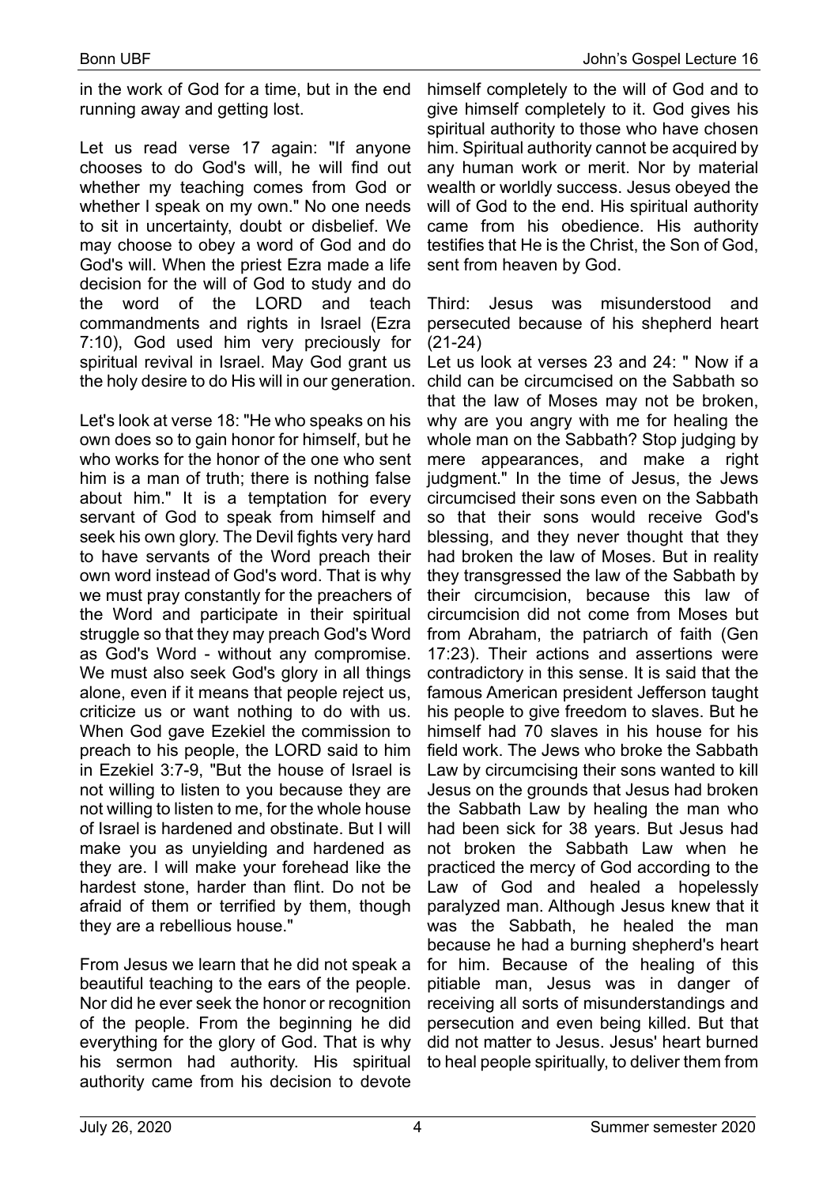in the work of God for a time, but in the end running away and getting lost.

Let us read verse 17 again: "If anyone chooses to do God's will, he will find out whether my teaching comes from God or whether I speak on my own." No one needs to sit in uncertainty, doubt or disbelief. We may choose to obey a word of God and do God's will. When the priest Ezra made a life decision for the will of God to study and do the word of the LORD and teach commandments and rights in Israel (Ezra 7:10), God used him very preciously for spiritual revival in Israel. May God grant us the holy desire to do His will in our generation.

Let's look at verse 18: "He who speaks on his own does so to gain honor for himself, but he who works for the honor of the one who sent him is a man of truth; there is nothing false about him." It is a temptation for every servant of God to speak from himself and seek his own glory. The Devil fights very hard to have servants of the Word preach their own word instead of God's word. That is why we must pray constantly for the preachers of the Word and participate in their spiritual struggle so that they may preach God's Word as God's Word - without any compromise. We must also seek God's glory in all things alone, even if it means that people reject us, criticize us or want nothing to do with us. When God gave Ezekiel the commission to preach to his people, the LORD said to him in Ezekiel 3:7-9, "But the house of Israel is not willing to listen to you because they are not willing to listen to me, for the whole house of Israel is hardened and obstinate. But I will make you as unyielding and hardened as they are. I will make your forehead like the hardest stone, harder than flint. Do not be afraid of them or terrified by them, though they are a rebellious house."

From Jesus we learn that he did not speak a beautiful teaching to the ears of the people. Nor did he ever seek the honor or recognition of the people. From the beginning he did everything for the glory of God. That is why his sermon had authority. His spiritual authority came from his decision to devote himself completely to the will of God and to give himself completely to it. God gives his spiritual authority to those who have chosen him. Spiritual authority cannot be acquired by any human work or merit. Nor by material wealth or worldly success. Jesus obeyed the will of God to the end. His spiritual authority came from his obedience. His authority testifies that He is the Christ, the Son of God, sent from heaven by God.

Third: Jesus was misunderstood and persecuted because of his shepherd heart (21-24)

Let us look at verses 23 and 24: " Now if a child can be circumcised on the Sabbath so that the law of Moses may not be broken, why are you angry with me for healing the whole man on the Sabbath? Stop judging by mere appearances, and make a right judgment." In the time of Jesus, the Jews circumcised their sons even on the Sabbath so that their sons would receive God's blessing, and they never thought that they had broken the law of Moses. But in reality they transgressed the law of the Sabbath by their circumcision, because this law of circumcision did not come from Moses but from Abraham, the patriarch of faith (Gen 17:23). Their actions and assertions were contradictory in this sense. It is said that the famous American president Jefferson taught his people to give freedom to slaves. But he himself had 70 slaves in his house for his field work. The Jews who broke the Sabbath Law by circumcising their sons wanted to kill Jesus on the grounds that Jesus had broken the Sabbath Law by healing the man who had been sick for 38 years. But Jesus had not broken the Sabbath Law when he practiced the mercy of God according to the Law of God and healed a hopelessly paralyzed man. Although Jesus knew that it was the Sabbath, he healed the man because he had a burning shepherd's heart for him. Because of the healing of this pitiable man, Jesus was in danger of receiving all sorts of misunderstandings and persecution and even being killed. But that did not matter to Jesus. Jesus' heart burned to heal people spiritually, to deliver them from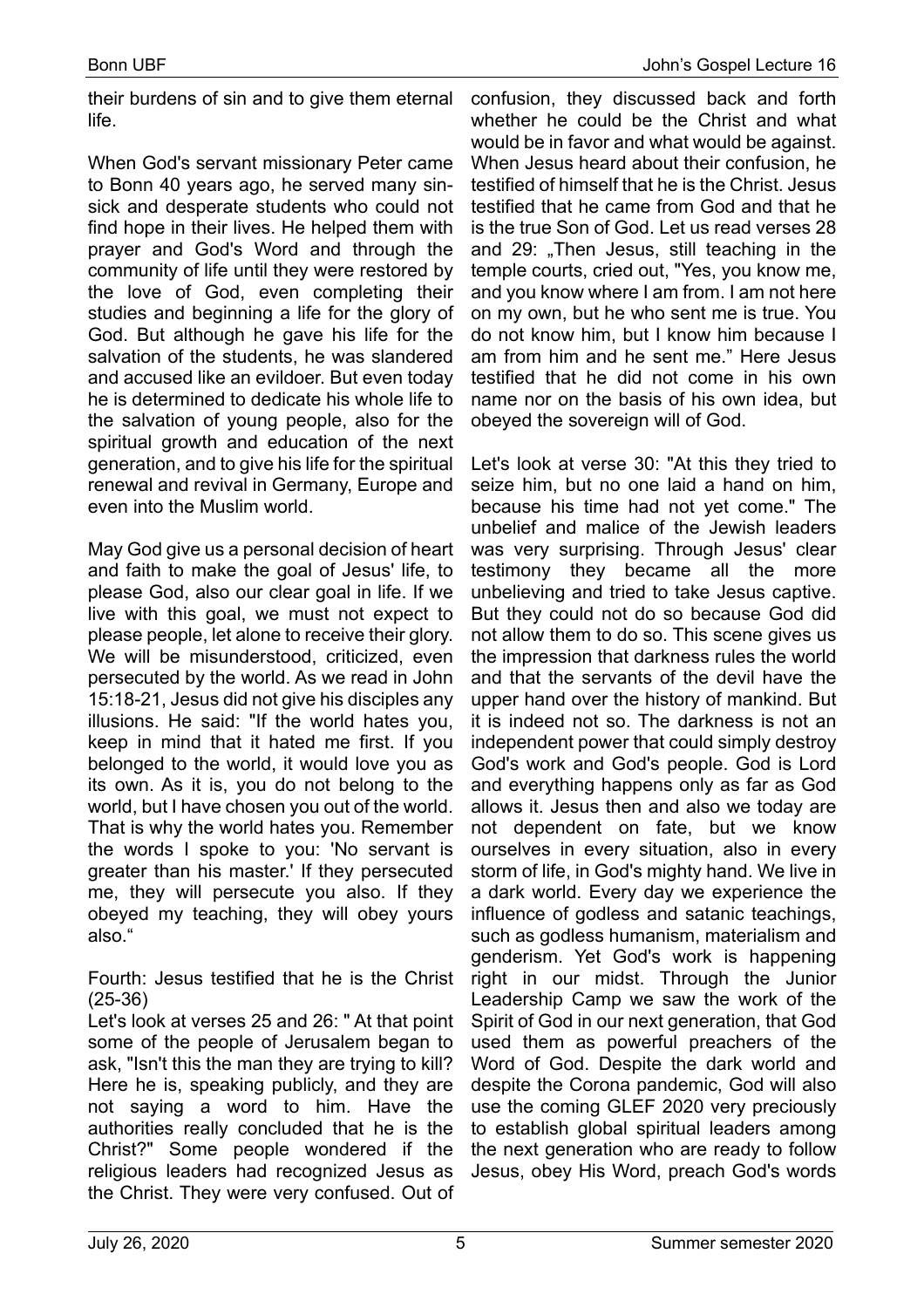their burdens of sin and to give them eternal life.

When God's servant missionary Peter came to Bonn 40 years ago, he served many sin-sick and desperate students who could not find hope in their lives. He helped them with prayer and God's Word and through the community of life until they were restored by the love of God, even completing their studies and beginning a life for the glory of God. But although he gave his life for the salvation of the students, he was slandered and accused like an evildoer. But even today he is determined to dedicate his whole life to the salvation of young people, also for the spiritual growth and education of the next generation, and to give his life for the spiritual renewal and revival in Germany, Europe and even into the Muslim world.

May God give us a personal decision of heart and faith to make the goal of Jesus' life, to please God, also our clear goal in life. If we live with this goal, we must not expect to please people, let alone to receive their glory. We will be misunderstood, criticized, even persecuted by the world. As we read in John 15:18-21, Jesus did not give his disciples any illusions. He said: "If the world hates you, keep in mind that it hated me first. If you belonged to the world, it would love you as its own. As it is, you do not belong to the world, but I have chosen you out of the world. That is why the world hates you. Remember the words I spoke to you: 'No servant is greater than his master.' If they persecuted me, they will persecute you also. If they obeyed my teaching, they will obey yours also."

Fourth: Jesus testified that he is the Christ (25-36)

Let's look at verses 25 and 26: " At that point some of the people of Jerusalem began to ask, "Isn't this the man they are trying to kill? Here he is, speaking publicly, and they are not saying a word to him. Have the authorities really concluded that he is the Christ?" Some people wondered if the religious leaders had recognized Jesus as the Christ. They were very confused. Out of confusion, they discussed back and forth whether he could be the Christ and what would be in favor and what would be against. When Jesus heard about their confusion, he testified of himself that he is the Christ. Jesus testified that he came from God and that he is the true Son of God. Let us read verses 28 and 29: „Then Jesus, still teaching in the temple courts, cried out, "Yes, you know me, and you know where I am from. I am not here on my own, but he who sent me is true. You do not know him, but I know him because I am from him and he sent me." Here Jesus testified that he did not come in his own name nor on the basis of his own idea, but obeyed the sovereign will of God.

Let's look at verse 30: "At this they tried to seize him, but no one laid a hand on him, because his time had not yet come." The unbelief and malice of the Jewish leaders was very surprising. Through Jesus' clear testimony they became all the more unbelieving and tried to take Jesus captive. But they could not do so because God did not allow them to do so. This scene gives us the impression that darkness rules the world and that the servants of the devil have the upper hand over the history of mankind. But it is indeed not so. The darkness is not an independent power that could simply destroy God's work and God's people. God is Lord and everything happens only as far as God allows it. Jesus then and also we today are not dependent on fate, but we know ourselves in every situation, also in every storm of life, in God's mighty hand. We live in a dark world. Every day we experience the influence of godless and satanic teachings, such as godless humanism, materialism and genderism. Yet God's work is happening right in our midst. Through the Junior Leadership Camp we saw the work of the Spirit of God in our next generation, that God used them as powerful preachers of the Word of God. Despite the dark world and despite the Corona pandemic, God will also use the coming GLEF 2020 very preciously to establish global spiritual leaders among the next generation who are ready to follow Jesus, obey His Word, preach God's words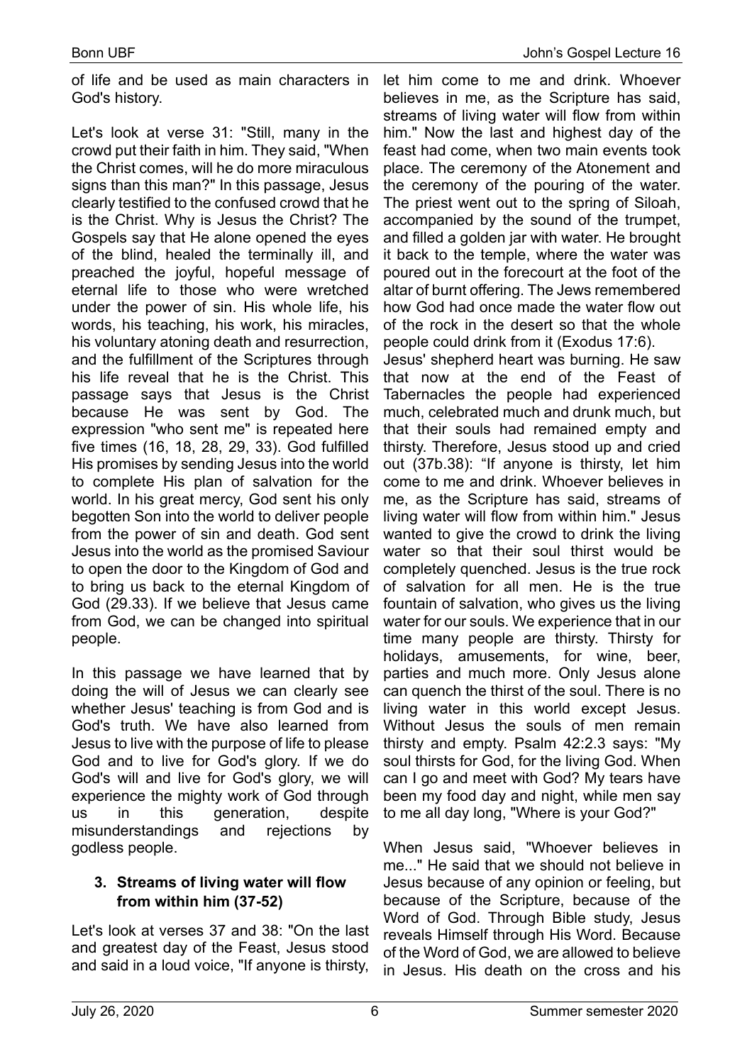of life and be used as main characters in God's history.

Let's look at verse 31: "Still, many in the crowd put their faith in him. They said, "When the Christ comes, will he do more miraculous signs than this man?" In this passage, Jesus clearly testified to the confused crowd that he is the Christ. Why is Jesus the Christ? The Gospels say that He alone opened the eyes of the blind, healed the terminally ill, and preached the joyful, hopeful message of eternal life to those who were wretched under the power of sin. His whole life, his words, his teaching, his work, his miracles, his voluntary atoning death and resurrection, and the fulfillment of the Scriptures through his life reveal that he is the Christ. This passage says that Jesus is the Christ because He was sent by God. The expression "who sent me" is repeated here five times (16, 18, 28, 29, 33). God fulfilled His promises by sending Jesus into the world to complete His plan of salvation for the world. In his great mercy, God sent his only begotten Son into the world to deliver people from the power of sin and death. God sent Jesus into the world as the promised Saviour to open the door to the Kingdom of God and to bring us back to the eternal Kingdom of God (29.33). If we believe that Jesus came from God, we can be changed into spiritual people.

In this passage we have learned that by doing the will of Jesus we can clearly see whether Jesus' teaching is from God and is God's truth. We have also learned from Jesus to live with the purpose of life to please God and to live for God's glory. If we do God's will and live for God's glory, we will experience the mighty work of God through us in this generation, despite misunderstandings and rejections by godless people.

### 3. Streams of living water will flow from within him (37-52)

Let's look at verses 37 and 38: "On the last and greatest day of the Feast, Jesus stood and said in a loud voice, "If anyone is thirsty, let him come to me and drink. Whoever believes in me, as the Scripture has said, streams of living water will flow from within him." Now the last and highest day of the feast had come, when two main events took place. The ceremony of the Atonement and the ceremony of the pouring of the water. The priest went out to the spring of Siloah, accompanied by the sound of the trumpet, and filled a golden jar with water. He brought it back to the temple, where the water was poured out in the forecourt at the foot of the altar of burnt offering. The Jews remembered how God had once made the water flow out of the rock in the desert so that the whole people could drink from it (Exodus 17:6).

Jesus' shepherd heart was burning. He saw that now at the end of the Feast of Tabernacles the people had experienced much, celebrated much and drunk much, but that their souls had remained empty and thirsty. Therefore, Jesus stood up and cried out (37b.38): "If anyone is thirsty, let him come to me and drink. Whoever believes in me, as the Scripture has said, streams of living water will flow from within him." Jesus wanted to give the crowd to drink the living water so that their soul thirst would be completely quenched. Jesus is the true rock of salvation for all men. He is the true fountain of salvation, who gives us the living water for our souls. We experience that in our time many people are thirsty. Thirsty for holidays, amusements, for wine, beer, parties and much more. Only Jesus alone can quench the thirst of the soul. There is no living water in this world except Jesus. Without Jesus the souls of men remain thirsty and empty. Psalm 42:2.3 says: "My soul thirsts for God, for the living God. When can I go and meet with God? My tears have been my food day and night, while men say to me all day long, "Where is your God?"

When Jesus said, "Whoever believes in me..." He said that we should not believe in Jesus because of any opinion or feeling, but because of the Scripture, because of the Word of God. Through Bible study, Jesus reveals Himself through His Word. Because of the Word of God, we are allowed to believe in Jesus. His death on the cross and his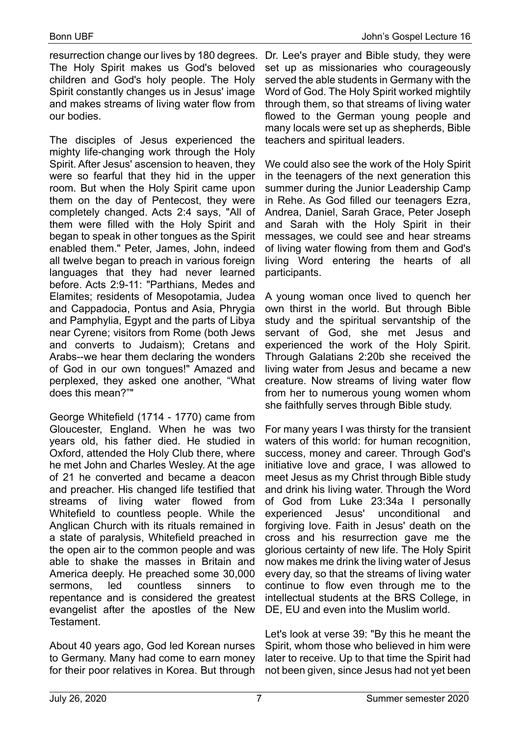resurrection change our lives by 180 degrees. The Holy Spirit makes us God's beloved children and God's holy people. The Holy Spirit constantly changes us in Jesus' image and makes streams of living water flow from our bodies.

The disciples of Jesus experienced the mighty life-changing work through the Holy Spirit. After Jesus' ascension to heaven, they were so fearful that they hid in the upper room. But when the Holy Spirit came upon them on the day of Pentecost, they were completely changed. Acts 2:4 says, "All of them were filled with the Holy Spirit and began to speak in other tongues as the Spirit enabled them." Peter, James, John, indeed all twelve began to preach in various foreign languages that they had never learned before. Acts 2:9-11: "Parthians, Medes and Elamites; residents of Mesopotamia, Judea and Cappadocia, Pontus and Asia, Phrygia and Pamphylia, Egypt and the parts of Libya near Cyrene; visitors from Rome (both Jews and converts to Judaism); Cretans and Arabs--we hear them declaring the wonders of God in our own tongues!" Amazed and perplexed, they asked one another, “What does this mean?”"

George Whitefield (1714 - 1770) came from Gloucester, England. When he was two years old, his father died. He studied in Oxford, attended the Holy Club there, where he met John and Charles Wesley. At the age of 21 he converted and became a deacon and preacher. His changed life testified that streams of living water flowed from Whitefield to countless people. While the Anglican Church with its rituals remained in a state of paralysis, Whitefield preached in the open air to the common people and was able to shake the masses in Britain and America deeply. He preached some 30,000 sermons, led countless sinners to repentance and is considered the greatest evangelist after the apostles of the New Testament.

About 40 years ago, God led Korean nurses to Germany. Many had come to earn money for their poor relatives in Korea. But through Dr. Lee's prayer and Bible study, they were set up as missionaries who courageously served the able students in Germany with the Word of God. The Holy Spirit worked mightily through them, so that streams of living water flowed to the German young people and many locals were set up as shepherds, Bible teachers and spiritual leaders.

We could also see the work of the Holy Spirit in the teenagers of the next generation this summer during the Junior Leadership Camp in Rehe. As God filled our teenagers Ezra, Andrea, Daniel, Sarah Grace, Peter Joseph and Sarah with the Holy Spirit in their messages, we could see and hear streams of living water flowing from them and God's living Word entering the hearts of all participants.

A young woman once lived to quench her own thirst in the world. But through Bible study and the spiritual servantship of the servant of God, she met Jesus and experienced the work of the Holy Spirit. Through Galatians 2:20b she received the living water from Jesus and became a new creature. Now streams of living water flow from her to numerous young women whom she faithfully serves through Bible study.

For many years I was thirsty for the transient waters of this world: for human recognition, success, money and career. Through God's initiative love and grace, I was allowed to meet Jesus as my Christ through Bible study and drink his living water. Through the Word of God from Luke 23:34a I personally experienced Jesus' unconditional and forgiving love. Faith in Jesus' death on the cross and his resurrection gave me the glorious certainty of new life. The Holy Spirit now makes me drink the living water of Jesus every day, so that the streams of living water continue to flow even through me to the intellectual students at the BRS College, in DE, EU and even into the Muslim world.

Let's look at verse 39: "By this he meant the Spirit, whom those who believed in him were later to receive. Up to that time the Spirit had not been given, since Jesus had not yet been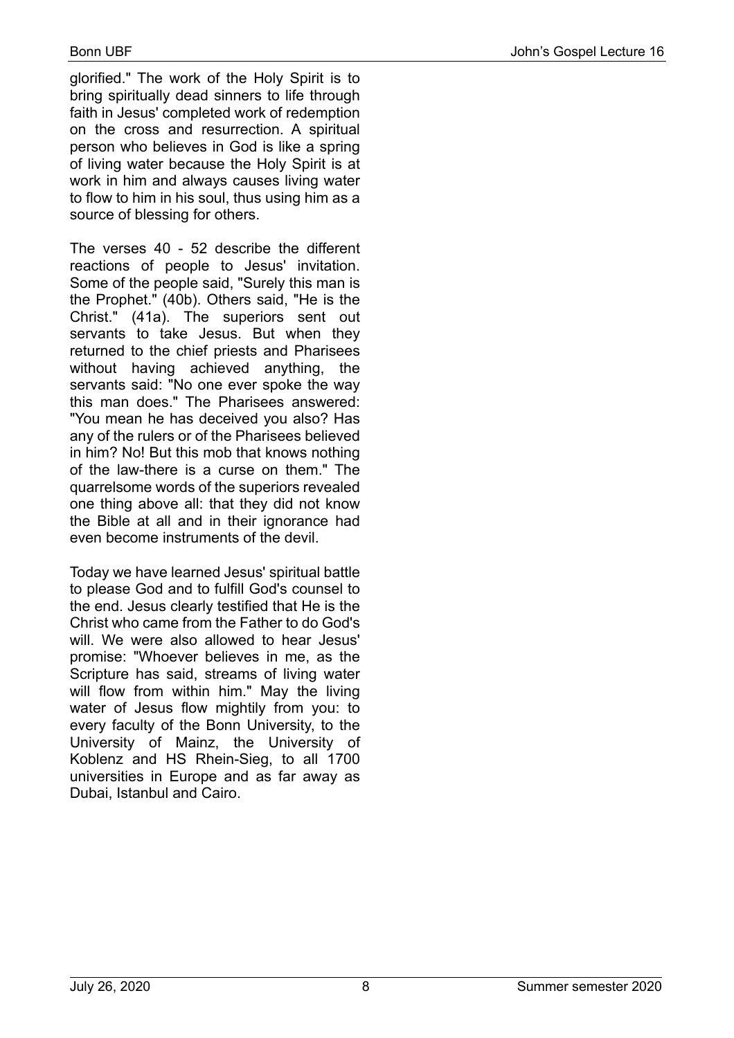glorified." The work of the Holy Spirit is to bring spiritually dead sinners to life through faith in Jesus' completed work of redemption on the cross and resurrection. A spiritual person who believes in God is like a spring of living water because the Holy Spirit is at work in him and always causes living water to flow to him in his soul, thus using him as a source of blessing for others.

The verses 40 - 52 describe the different reactions of people to Jesus' invitation. Some of the people said, "Surely this man is the Prophet." (40b). Others said, "He is the Christ." (41a). The superiors sent out servants to take Jesus. But when they returned to the chief priests and Pharisees without having achieved anything, the servants said: "No one ever spoke the way this man does." The Pharisees answered: "You mean he has deceived you also? Has any of the rulers or of the Pharisees believed in him? No! But this mob that knows nothing of the law-there is a curse on them." The quarrelsome words of the superiors revealed one thing above all: that they did not know the Bible at all and in their ignorance had even become instruments of the devil.

Today we have learned Jesus' spiritual battle to please God and to fulfill God's counsel to the end. Jesus clearly testified that He is the Christ who came from the Father to do God's will. We were also allowed to hear Jesus' promise: "Whoever believes in me, as the Scripture has said, streams of living water will flow from within him." May the living water of Jesus flow mightily from you: to every faculty of the Bonn University, to the University of Mainz, the University of Koblenz and HS Rhein-Sieg, to all 1700 universities in Europe and as far away as Dubai, Istanbul and Cairo.